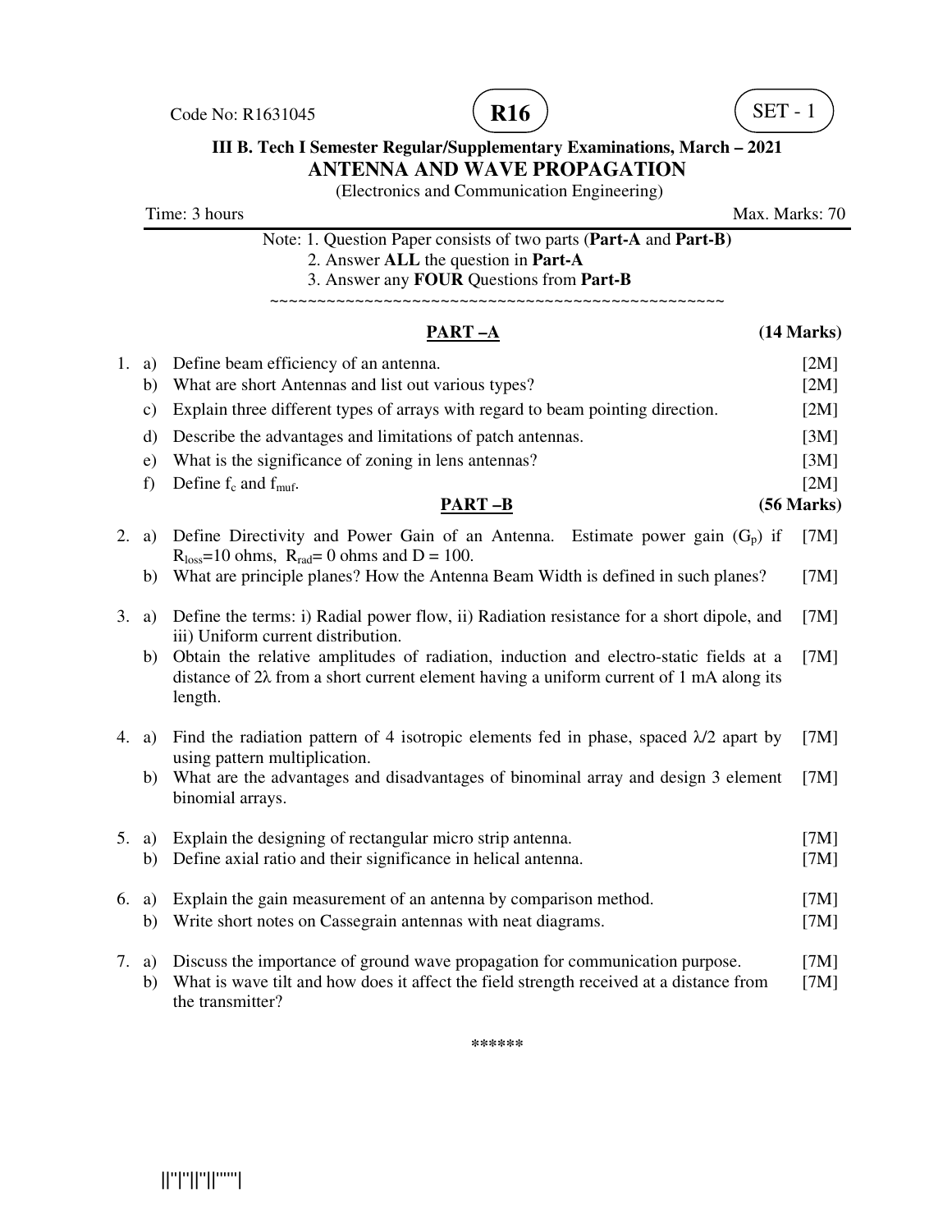Code No: R1631045 **R16** SET - 1

**III B. Tech I Semester Regular/Supplementary Examinations, March – 2021**

## ANTENNA AND WAVE PROPAGATION

(Electronics and Communication Engineering)

Time: 3 hours Max. Marks: 70

Note: 1. Question Paper consists of two parts (**Part-A** and **Part-B)**
2. Answer **ALL** the question in **Part-A**
3. Answer any **FOUR** Questions from **Part-B**

~~~~~~~~~~~~~~~~~~~~~~~~~~~~~~~~~~~~~~~~~~~~~~~~~~~~

### PART –A (14 Marks)

1. a) Define beam efficiency of an antenna. [2M]
   b) What are short Antennas and list out various types? [2M]
   c) Explain three different types of arrays with regard to beam pointing direction. [2M]
   d) Describe the advantages and limitations of patch antennas. [3M]
   e) What is the significance of zoning in lens antennas? [3M]
   f) Define $f_c$ and $f_{muf}$. [2M]

### PART –B (56 Marks)

2. a) Define Directivity and Power Gain of an Antenna. Estimate power gain ($G_p$) if $R_{loss}$=10 ohms, $R_{rad}$= 0 ohms and D = 100. [7M]
   b) What are principle planes? How the Antenna Beam Width is defined in such planes? [7M]

3. a) Define the terms: i) Radial power flow, ii) Radiation resistance for a short dipole, and iii) Uniform current distribution. [7M]
   b) Obtain the relative amplitudes of radiation, induction and electro-static fields at a distance of 2λ from a short current element having a uniform current of 1 mA along its length. [7M]

4. a) Find the radiation pattern of 4 isotropic elements fed in phase, spaced λ/2 apart by using pattern multiplication. [7M]
   b) What are the advantages and disadvantages of binominal array and design 3 element binomial arrays. [7M]

5. a) Explain the designing of rectangular micro strip antenna. [7M]
   b) Define axial ratio and their significance in helical antenna. [7M]

6. a) Explain the gain measurement of an antenna by comparison method. [7M]
   b) Write short notes on Cassegrain antennas with neat diagrams. [7M]

7. a) Discuss the importance of ground wave propagation for communication purpose. [7M]
   b) What is wave tilt and how does it affect the field strength received at a distance from the transmitter? [7M]

*****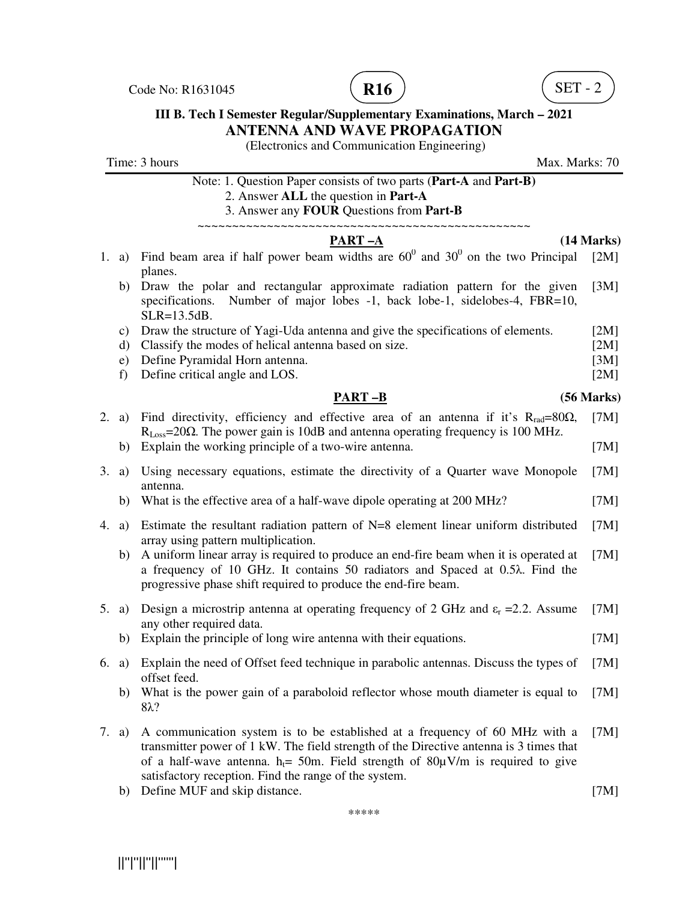Code No: R1631045 **R16** SET - 2

**III B. Tech I Semester Regular/Supplementary Examinations, March – 2021**

# ANTENNA AND WAVE PROPAGATION

(Electronics and Communication Engineering)

Time: 3 hours Max. Marks: 70

Note: 1. Question Paper consists of two parts (**Part-A** and **Part-B)**
2. Answer **ALL** the question in **Part-A**
3. Answer any **FOUR** Questions from **Part-B**

~~~~~~~~~~~~~~~~~~~~~~~~~~~~~~~~~~~~~~~~~~~~~~~~~~

## PART –A (14 Marks)

1. a) Find beam area if half power beam widths are $60^0$ and $30^0$ on the two Principal planes. [2M]
   b) Draw the polar and rectangular approximate radiation pattern for the given specifications. Number of major lobes -1, back lobe-1, sidelobes-4, FBR=10, SLR=13.5dB. [3M]
   c) Draw the structure of Yagi-Uda antenna and give the specifications of elements. [2M]
   d) Classify the modes of helical antenna based on size. [2M]
   e) Define Pyramidal Horn antenna. [3M]
   f) Define critical angle and LOS. [2M]

## PART –B (56 Marks)

2. a) Find directivity, efficiency and effective area of an antenna if it's $R_{rad}$=80Ω, $R_{Loss}$=20Ω. The power gain is 10dB and antenna operating frequency is 100 MHz. [7M]
   b) Explain the working principle of a two-wire antenna. [7M]

3. a) Using necessary equations, estimate the directivity of a Quarter wave Monopole antenna. [7M]
   b) What is the effective area of a half-wave dipole operating at 200 MHz? [7M]

4. a) Estimate the resultant radiation pattern of N=8 element linear uniform distributed array using pattern multiplication. [7M]
   b) A uniform linear array is required to produce an end-fire beam when it is operated at a frequency of 10 GHz. It contains 50 radiators and Spaced at 0.5λ. Find the progressive phase shift required to produce the end-fire beam. [7M]

5. a) Design a microstrip antenna at operating frequency of 2 GHz and $\varepsilon_r$ =2.2. Assume any other required data. [7M]
   b) Explain the principle of long wire antenna with their equations. [7M]

6. a) Explain the need of Offset feed technique in parabolic antennas. Discuss the types of offset feed. [7M]
   b) What is the power gain of a paraboloid reflector whose mouth diameter is equal to 8λ? [7M]

7. a) A communication system is to be established at a frequency of 60 MHz with a transmitter power of 1 kW. The field strength of the Directive antenna is 3 times that of a half-wave antenna. $h_t$= 50m. Field strength of 80μV/m is required to give satisfactory reception. Find the range of the system. [7M]
   b) Define MUF and skip distance. [7M]

*****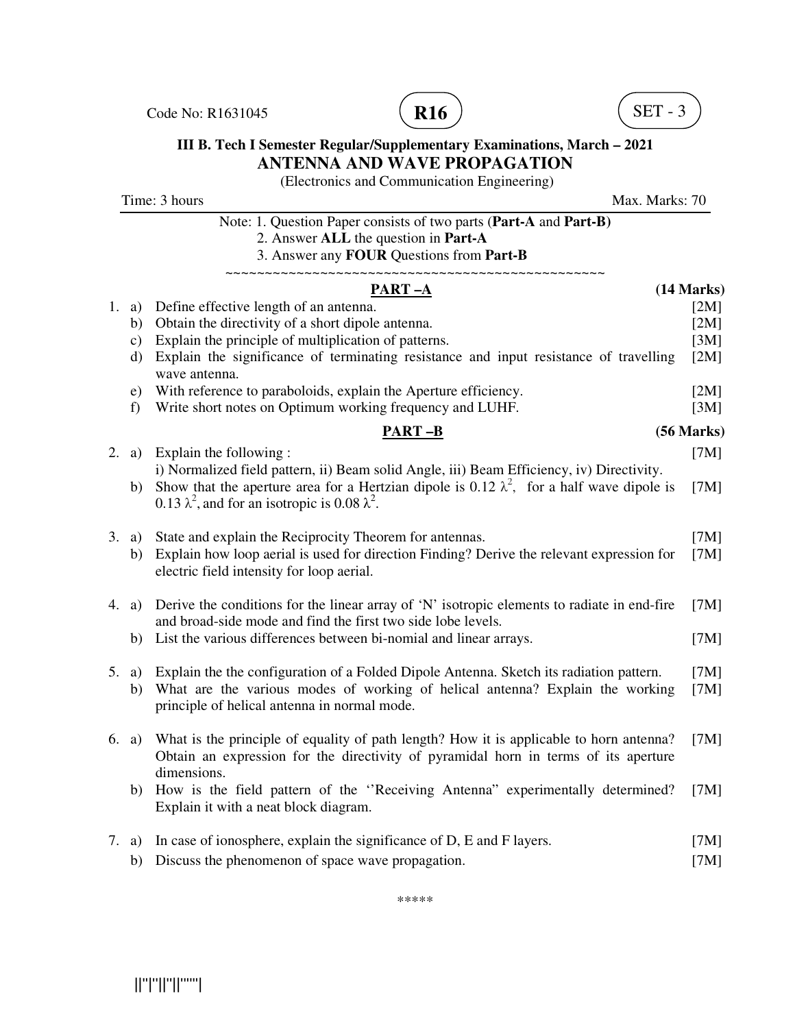Code No: R1631045 **R16** SET - 3

**III B. Tech I Semester Regular/Supplementary Examinations, March – 2021**

# ANTENNA AND WAVE PROPAGATION

(Electronics and Communication Engineering)

Time: 3 hours Max. Marks: 70

Note: 1. Question Paper consists of two parts (**Part-A** and **Part-B)**
2. Answer **ALL** the question in **Part-A**
3. Answer any **FOUR** Questions from **Part-B**

~~~~~~~~~~~~~~~~~~~~~~~~~~~~~~~~~~~~~~~~~~~~~~~~~~~~

## PART –A (14 Marks)

1. a) Define effective length of an antenna. [2M]
   b) Obtain the directivity of a short dipole antenna. [2M]
   c) Explain the principle of multiplication of patterns. [3M]
   d) Explain the significance of terminating resistance and input resistance of travelling wave antenna. [2M]
   e) With reference to paraboloids, explain the Aperture efficiency. [2M]
   f) Write short notes on Optimum working frequency and LUHF. [3M]

## PART –B (56 Marks)

2. a) Explain the following : [7M]
   i) Normalized field pattern, ii) Beam solid Angle, iii) Beam Efficiency, iv) Directivity.
   b) Show that the aperture area for a Hertzian dipole is $0.12\ \lambda^2$, for a half wave dipole is $0.13\ \lambda^2$, and for an isotropic is $0.08\ \lambda^2$. [7M]

3. a) State and explain the Reciprocity Theorem for antennas. [7M]
   b) Explain how loop aerial is used for direction Finding? Derive the relevant expression for electric field intensity for loop aerial. [7M]

4. a) Derive the conditions for the linear array of 'N' isotropic elements to radiate in end-fire and broad-side mode and find the first two side lobe levels. [7M]
   b) List the various differences between bi-nomial and linear arrays. [7M]

5. a) Explain the the configuration of a Folded Dipole Antenna. Sketch its radiation pattern. [7M]
   b) What are the various modes of working of helical antenna? Explain the working principle of helical antenna in normal mode. [7M]

6. a) What is the principle of equality of path length? How it is applicable to horn antenna? Obtain an expression for the directivity of pyramidal horn in terms of its aperture dimensions. [7M]
   b) How is the field pattern of the ''Receiving Antenna" experimentally determined? Explain it with a neat block diagram. [7M]

7. a) In case of ionosphere, explain the significance of D, E and F layers. [7M]
   b) Discuss the phenomenon of space wave propagation. [7M]

*****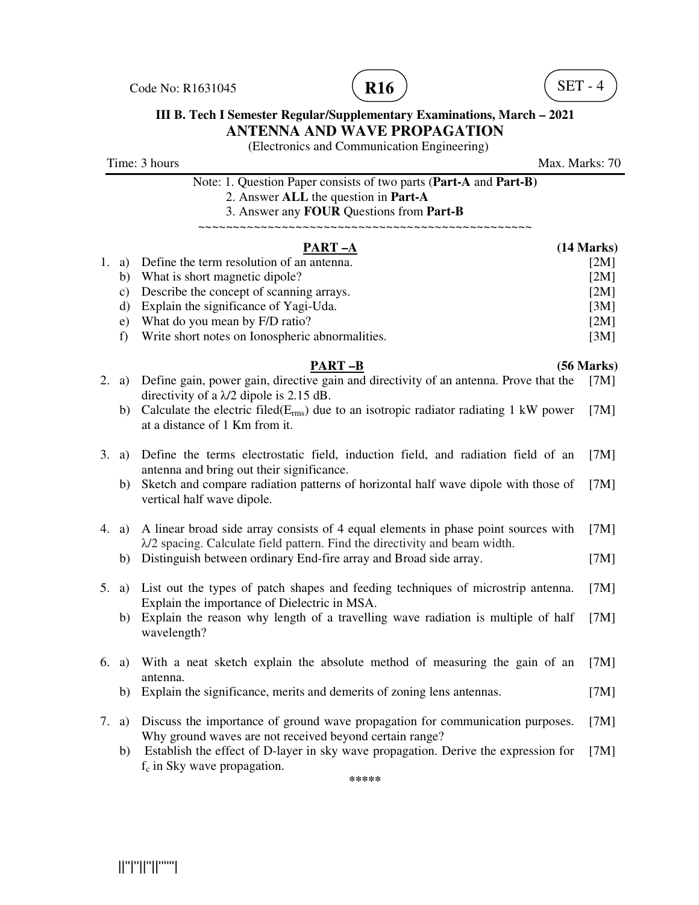Code No: R1631045 **R16** SET - 4

**III B. Tech I Semester Regular/Supplementary Examinations, March – 2021**

## ANTENNA AND WAVE PROPAGATION

(Electronics and Communication Engineering)

Time: 3 hours Max. Marks: 70

Note: 1. Question Paper consists of two parts (**Part-A** and **Part-B)**
2. Answer **ALL** the question in **Part-A**
3. Answer any **FOUR** Questions from **Part-B**

~~~~~~~~~~~~~~~~~~~~~~~~~~~~~~~~~~~~~~~~~~~~~~~~~

### PART –A (14 Marks)

1. a) Define the term resolution of an antenna. [2M]
   b) What is short magnetic dipole? [2M]
   c) Describe the concept of scanning arrays. [2M]
   d) Explain the significance of Yagi-Uda. [3M]
   e) What do you mean by F/D ratio? [2M]
   f) Write short notes on Ionospheric abnormalities. [3M]

### PART –B (56 Marks)

2. a) Define gain, power gain, directive gain and directivity of an antenna. Prove that the directivity of a $\lambda/2$ dipole is 2.15 dB. [7M]
   b) Calculate the electric filed($E_{rms}$) due to an isotropic radiator radiating 1 kW power at a distance of 1 Km from it. [7M]

3. a) Define the terms electrostatic field, induction field, and radiation field of an antenna and bring out their significance. [7M]
   b) Sketch and compare radiation patterns of horizontal half wave dipole with those of vertical half wave dipole. [7M]

4. a) A linear broad side array consists of 4 equal elements in phase point sources with $\lambda/2$ spacing. Calculate field pattern. Find the directivity and beam width. [7M]
   b) Distinguish between ordinary End-fire array and Broad side array. [7M]

5. a) List out the types of patch shapes and feeding techniques of microstrip antenna. Explain the importance of Dielectric in MSA. [7M]
   b) Explain the reason why length of a travelling wave radiation is multiple of half wavelength? [7M]

6. a) With a neat sketch explain the absolute method of measuring the gain of an antenna. [7M]
   b) Explain the significance, merits and demerits of zoning lens antennas. [7M]

7. a) Discuss the importance of ground wave propagation for communication purposes. Why ground waves are not received beyond certain range? [7M]
   b) Establish the effect of D-layer in sky wave propagation. Derive the expression for $f_c$ in Sky wave propagation. [7M]

*****